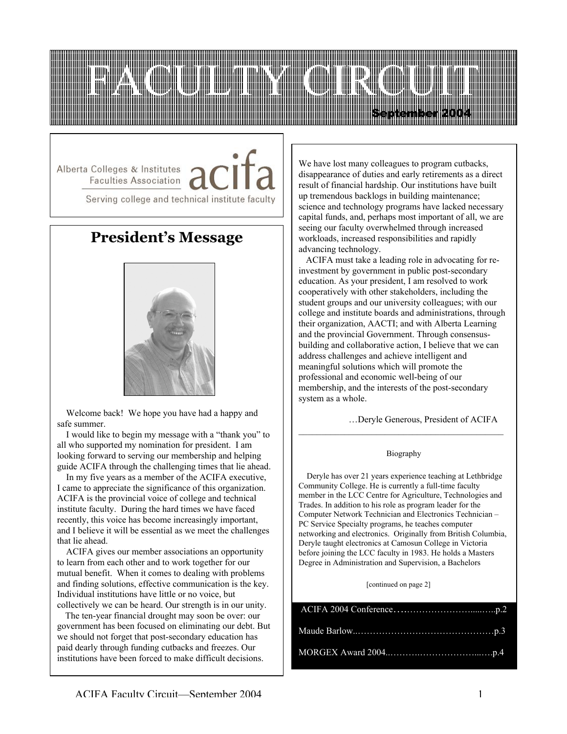# FACULTY CIRCUIT

**September 2004**

Alberta Colleges & Institutes Faculties Association acifa

Serving college and technical institute faculty

## President's Message

Welcome back! We hope you have had a happy and safe summer.

I would like to begin my message with a "thank you" to all who supported my nomination for president. I am looking forward to serving our membership and helping guide ACIFA through the challenging times that lie ahead.

In my five years as a member of the ACIFA executive, I came to appreciate the significance of this organization. ACIFA is the provincial voice of college and technical institute faculty. During the hard times we have faced recently, this voice has become increasingly important, and I believe it will be essential as we meet the challenges that lie ahead.

ACIFA gives our member associations an opportunity to learn from each other and to work together for our mutual benefit. When it comes to dealing with problems and finding solutions, effective communication is the key. Individual institutions have little or no voice, but collectively we can be heard. Our strength is in our unity.

The ten-year financial drought may soon be over: our government has been focused on eliminating our debt. But we should not forget that post-secondary education has paid dearly through funding cutbacks and freezes. Our institutions have been forced to make difficult decisions. We have lost many colleagues to program cutbacks, disappearance of duties and early retirements as a direct result of financial hardship. Our institutions have built up tremendous backlogs in building maintenance; science and technology programs have lacked necessary capital funds, and, perhaps most important of all, we are seeing our faculty overwhelmed through increased workloads, increased responsibilities and rapidly advancing technology.

ACIFA must take a leading role in advocating for re-investment by government in public post-secondary education. As your president, I am resolved to work cooperatively with other stakeholders, including the student groups and our university colleagues; with our college and institute boards and administrations, through their organization, AACTI; and with Alberta Learning and the provincial Government. Through consensus-building and collaborative action, I believe that we can address challenges and achieve intelligent and meaningful solutions which will promote the professional and economic well-being of our membership, and the interests of the post-secondary system as a whole.

…Deryle Generous, President of ACIFA

---

Biography

Deryle has over 21 years experience teaching at Lethbridge Community College. He is currently a full-time faculty member in the LCC Centre for Agriculture, Technologies and Trades. In addition to his role as program leader for the Computer Network Technician and Electronics Technician – PC Service Specialty programs, he teaches computer networking and electronics. Originally from British Columbia, Deryle taught electronics at Camosun College in Victoria before joining the LCC faculty in 1983. He holds a Masters Degree in Administration and Supervision, a Bachelors

[continued on page 2]

ACIFA 2004 Conference……………………….....….p.2

Maude Barlow..………………………………………p.3

MORGEX Award 2004..……….………………...….p.4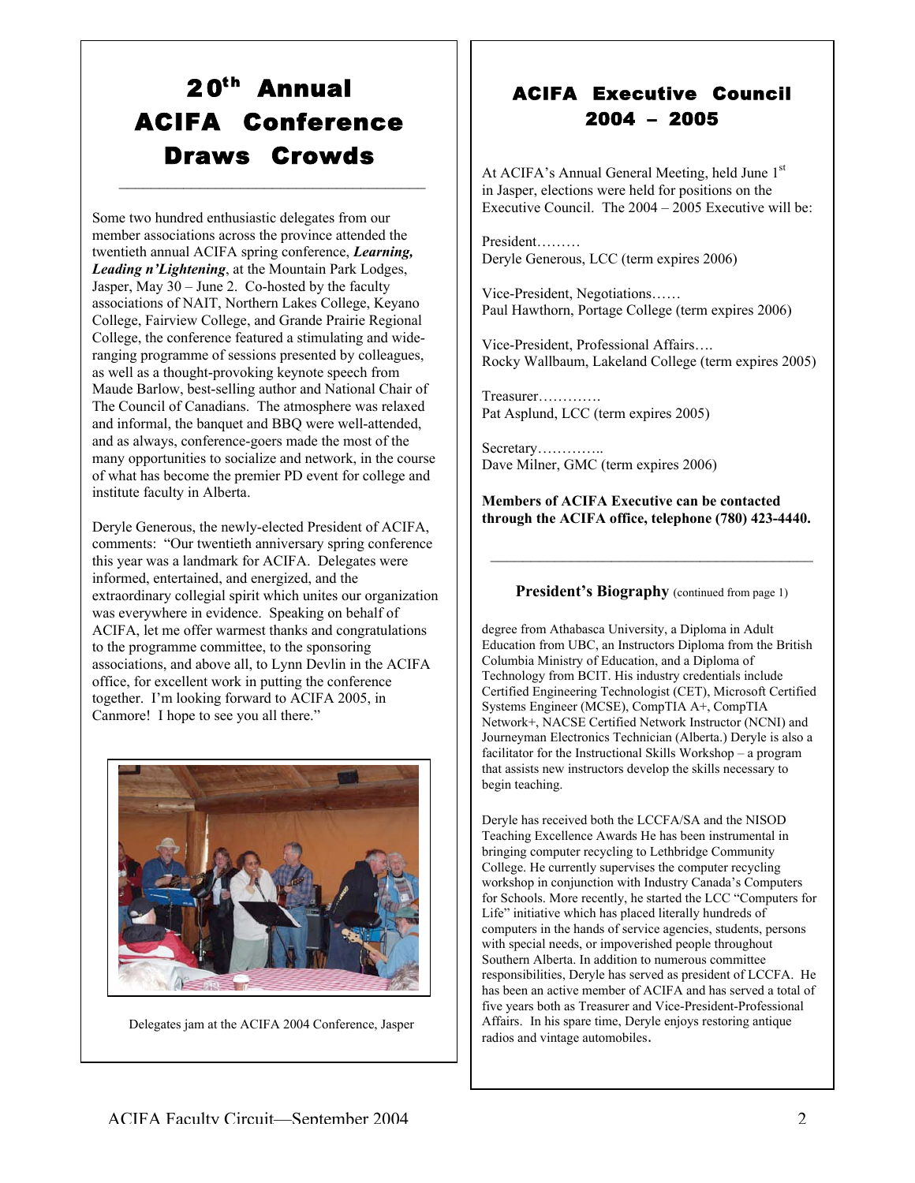# 20th Annual ACIFA Conference Draws Crowds

Some two hundred enthusiastic delegates from our member associations across the province attended the twentieth annual ACIFA spring conference, ***Learning, Leading n'Lightening***, at the Mountain Park Lodges, Jasper, May 30 – June 2. Co-hosted by the faculty associations of NAIT, Northern Lakes College, Keyano College, Fairview College, and Grande Prairie Regional College, the conference featured a stimulating and wide-ranging programme of sessions presented by colleagues, as well as a thought-provoking keynote speech from Maude Barlow, best-selling author and National Chair of The Council of Canadians. The atmosphere was relaxed and informal, the banquet and BBQ were well-attended, and as always, conference-goers made the most of the many opportunities to socialize and network, in the course of what has become the premier PD event for college and institute faculty in Alberta.

Deryle Generous, the newly-elected President of ACIFA, comments: "Our twentieth anniversary spring conference this year was a landmark for ACIFA. Delegates were informed, entertained, and energized, and the extraordinary collegial spirit which unites our organization was everywhere in evidence. Speaking on behalf of ACIFA, let me offer warmest thanks and congratulations to the programme committee, to the sponsoring associations, and above all, to Lynn Devlin in the ACIFA office, for excellent work in putting the conference together. I'm looking forward to ACIFA 2005, in Canmore! I hope to see you all there."

Delegates jam at the ACIFA 2004 Conference, Jasper

# ACIFA Executive Council 2004 – 2005

At ACIFA's Annual General Meeting, held June 1st in Jasper, elections were held for positions on the Executive Council. The 2004 – 2005 Executive will be:

President………
Deryle Generous, LCC (term expires 2006)

Vice-President, Negotiations……
Paul Hawthorn, Portage College (term expires 2006)

Vice-President, Professional Affairs….
Rocky Wallbaum, Lakeland College (term expires 2005)

Treasurer………….
Pat Asplund, LCC (term expires 2005)

Secretary…………..
Dave Milner, GMC (term expires 2006)

**Members of ACIFA Executive can be contacted through the ACIFA office, telephone (780) 423-4440.**

---

### President's Biography (continued from page 1)

degree from Athabasca University, a Diploma in Adult Education from UBC, an Instructors Diploma from the British Columbia Ministry of Education, and a Diploma of Technology from BCIT. His industry credentials include Certified Engineering Technologist (CET), Microsoft Certified Systems Engineer (MCSE), CompTIA A+, CompTIA Network+, NACSE Certified Network Instructor (NCNI) and Journeyman Electronics Technician (Alberta.) Deryle is also a facilitator for the Instructional Skills Workshop – a program that assists new instructors develop the skills necessary to begin teaching.

Deryle has received both the LCCFA/SA and the NISOD Teaching Excellence Awards He has been instrumental in bringing computer recycling to Lethbridge Community College. He currently supervises the computer recycling workshop in conjunction with Industry Canada's Computers for Schools. More recently, he started the LCC "Computers for Life" initiative which has placed literally hundreds of computers in the hands of service agencies, students, persons with special needs, or impoverished people throughout Southern Alberta. In addition to numerous committee responsibilities, Deryle has served as president of LCCFA. He has been an active member of ACIFA and has served a total of five years both as Treasurer and Vice-President-Professional Affairs. In his spare time, Deryle enjoys restoring antique radios and vintage automobiles.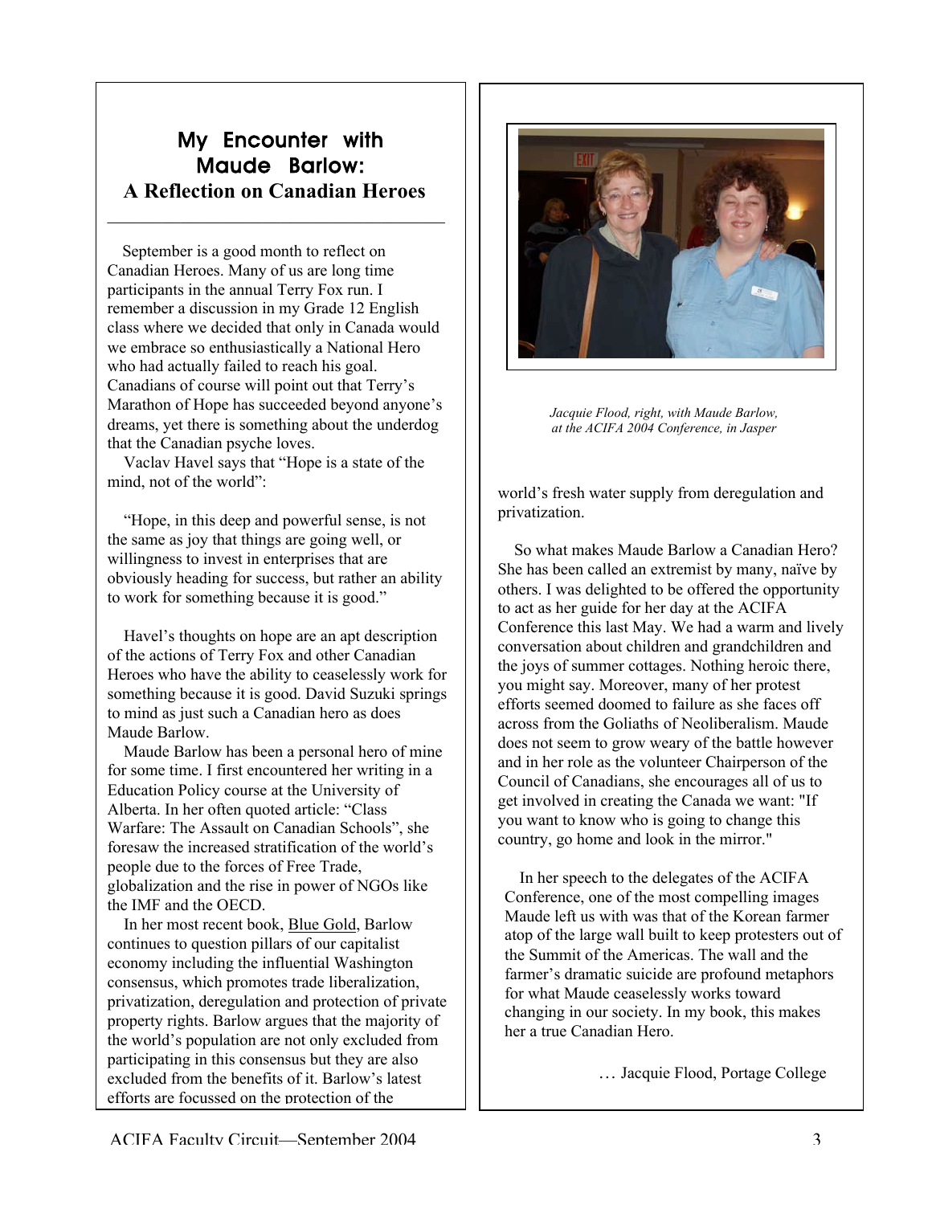## My Encounter with Maude Barlow: A Reflection on Canadian Heroes

September is a good month to reflect on Canadian Heroes. Many of us are long time participants in the annual Terry Fox run. I remember a discussion in my Grade 12 English class where we decided that only in Canada would we embrace so enthusiastically a National Hero who had actually failed to reach his goal. Canadians of course will point out that Terry's Marathon of Hope has succeeded beyond anyone's dreams, yet there is something about the underdog that the Canadian psyche loves.

Vaclav Havel says that "Hope is a state of the mind, not of the world":

"Hope, in this deep and powerful sense, is not the same as joy that things are going well, or willingness to invest in enterprises that are obviously heading for success, but rather an ability to work for something because it is good."

Havel's thoughts on hope are an apt description of the actions of Terry Fox and other Canadian Heroes who have the ability to ceaselessly work for something because it is good. David Suzuki springs to mind as just such a Canadian hero as does Maude Barlow.

Maude Barlow has been a personal hero of mine for some time. I first encountered her writing in a Education Policy course at the University of Alberta. In her often quoted article: "Class Warfare: The Assault on Canadian Schools", she foresaw the increased stratification of the world's people due to the forces of Free Trade, globalization and the rise in power of NGOs like the IMF and the OECD.

In her most recent book, Blue Gold, Barlow continues to question pillars of our capitalist economy including the influential Washington consensus, which promotes trade liberalization, privatization, deregulation and protection of private property rights. Barlow argues that the majority of the world's population are not only excluded from participating in this consensus but they are also excluded from the benefits of it. Barlow's latest efforts are focussed on the protection of the world's fresh water supply from deregulation and privatization.

*Jacquie Flood, right, with Maude Barlow, at the ACIFA 2004 Conference, in Jasper*

So what makes Maude Barlow a Canadian Hero? She has been called an extremist by many, naïve by others. I was delighted to be offered the opportunity to act as her guide for her day at the ACIFA Conference this last May. We had a warm and lively conversation about children and grandchildren and the joys of summer cottages. Nothing heroic there, you might say. Moreover, many of her protest efforts seemed doomed to failure as she faces off across from the Goliaths of Neoliberalism. Maude does not seem to grow weary of the battle however and in her role as the volunteer Chairperson of the Council of Canadians, she encourages all of us to get involved in creating the Canada we want: "If you want to know who is going to change this country, go home and look in the mirror."

In her speech to the delegates of the ACIFA Conference, one of the most compelling images Maude left us with was that of the Korean farmer atop of the large wall built to keep protesters out of the Summit of the Americas. The wall and the farmer's dramatic suicide are profound metaphors for what Maude ceaselessly works toward changing in our society. In my book, this makes her a true Canadian Hero.

… Jacquie Flood, Portage College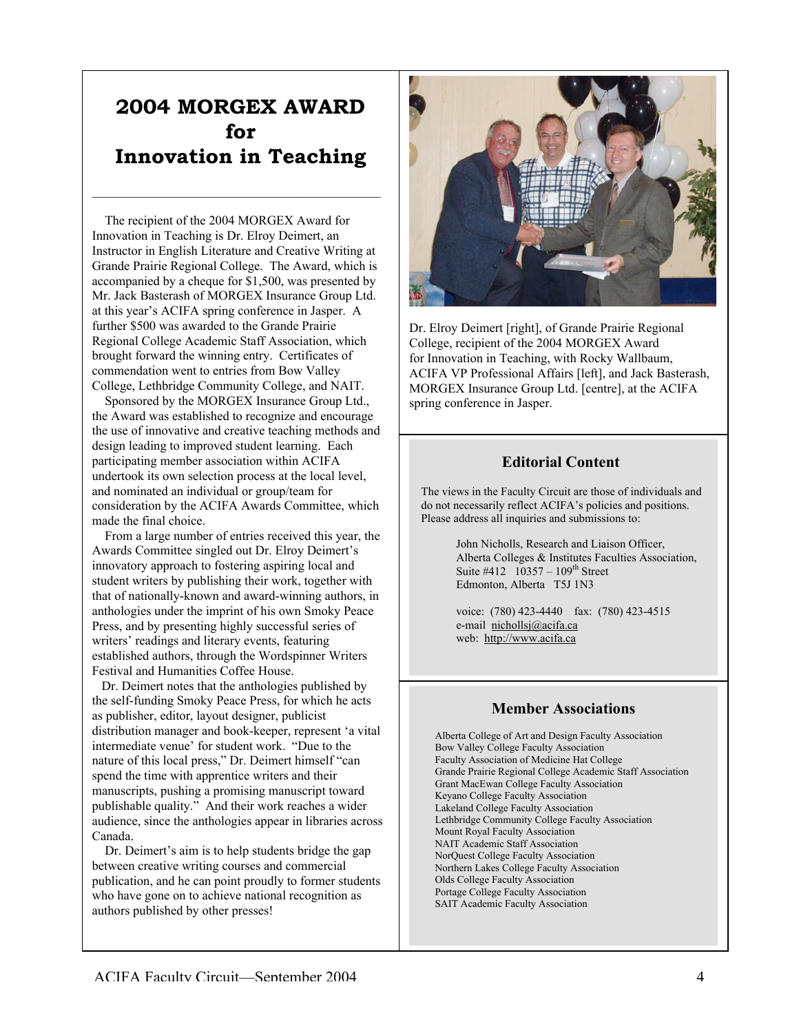# 2004 MORGEX AWARD for Innovation in Teaching

The recipient of the 2004 MORGEX Award for Innovation in Teaching is Dr. Elroy Deimert, an Instructor in English Literature and Creative Writing at Grande Prairie Regional College. The Award, which is accompanied by a cheque for $1,500, was presented by Mr. Jack Basterash of MORGEX Insurance Group Ltd. at this year's ACIFA spring conference in Jasper. A further $500 was awarded to the Grande Prairie Regional College Academic Staff Association, which brought forward the winning entry. Certificates of commendation went to entries from Bow Valley College, Lethbridge Community College, and NAIT.

Sponsored by the MORGEX Insurance Group Ltd., the Award was established to recognize and encourage the use of innovative and creative teaching methods and design leading to improved student learning. Each participating member association within ACIFA undertook its own selection process at the local level, and nominated an individual or group/team for consideration by the ACIFA Awards Committee, which made the final choice.

From a large number of entries received this year, the Awards Committee singled out Dr. Elroy Deimert's innovatory approach to fostering aspiring local and student writers by publishing their work, together with that of nationally-known and award-winning authors, in anthologies under the imprint of his own Smoky Peace Press, and by presenting highly successful series of writers' readings and literary events, featuring established authors, through the Wordspinner Writers Festival and Humanities Coffee House.

Dr. Deimert notes that the anthologies published by the self-funding Smoky Peace Press, for which he acts as publisher, editor, layout designer, publicist distribution manager and book-keeper, represent 'a vital intermediate venue' for student work. "Due to the nature of this local press," Dr. Deimert himself "can spend the time with apprentice writers and their manuscripts, pushing a promising manuscript toward publishable quality." And their work reaches a wider audience, since the anthologies appear in libraries across Canada.

Dr. Deimert's aim is to help students bridge the gap between creative writing courses and commercial publication, and he can point proudly to former students who have gone on to achieve national recognition as authors published by other presses!

Dr. Elroy Deimert [right], of Grande Prairie Regional College, recipient of the 2004 MORGEX Award for Innovation in Teaching, with Rocky Wallbaum, ACIFA VP Professional Affairs [left], and Jack Basterash, MORGEX Insurance Group Ltd. [centre], at the ACIFA spring conference in Jasper.

## Editorial Content

The views in the Faculty Circuit are those of individuals and do not necessarily reflect ACIFA's policies and positions. Please address all inquiries and submissions to:

John Nicholls, Research and Liaison Officer,
Alberta Colleges & Institutes Faculties Association,
Suite #412 10357 – 109th Street
Edmonton, Alberta T5J 1N3

voice: (780) 423-4440 fax: (780) 423-4515
e-mail nichollsj@acifa.ca
web: http://www.acifa.ca

## Member Associations

Alberta College of Art and Design Faculty Association
Bow Valley College Faculty Association
Faculty Association of Medicine Hat College
Grande Prairie Regional College Academic Staff Association
Grant MacEwan College Faculty Association
Keyano College Faculty Association
Lakeland College Faculty Association
Lethbridge Community College Faculty Association
Mount Royal Faculty Association
NAIT Academic Staff Association
NorQuest College Faculty Association
Northern Lakes College Faculty Association
Olds College Faculty Association
Portage College Faculty Association
SAIT Academic Faculty Association